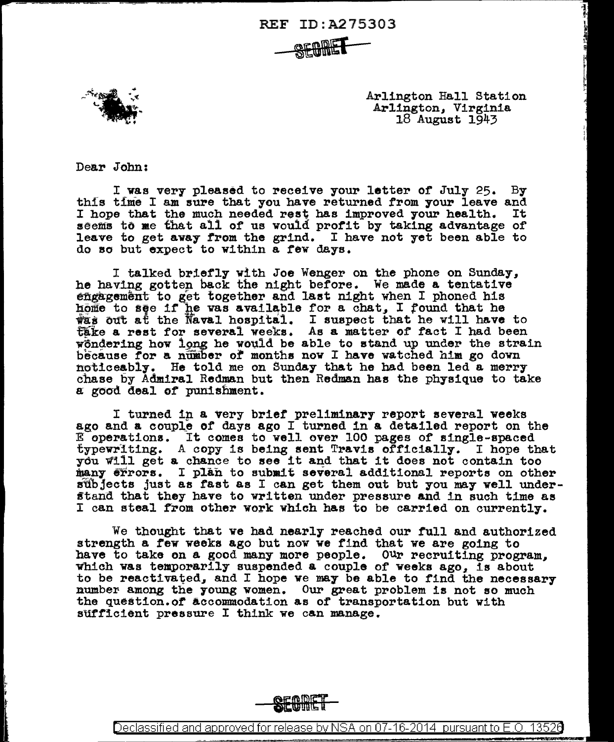REF ID:A275303

SECRET

Arlington Hall Station
Arlington, Virginia
18 August 1943

Dear John:

I was very pleased to receive your letter of July 25. By this time I am sure that you have returned from your leave and I hope that the much needed rest has improved your health. It seems to me that all of us would profit by taking advantage of leave to get away from the grind. I have not yet been able to do so but expect to within a few days.

I talked briefly with Joe Wenger on the phone on Sunday, he having gotten back the night before. We made a tentative engagement to get together and last night when I phoned his home to see if he was available for a chat, I found that he was out at the Naval hospital. I suspect that he will have to take a rest for several weeks. As a matter of fact I had been wondering how long he would be able to stand up under the strain because for a number of months now I have watched him go down noticeably. He told me on Sunday that he had been led a merry chase by Admiral Redman but then Redman has the physique to take a good deal of punishment.

I turned in a very brief preliminary report several weeks ago and a couple of days ago I turned in a detailed report on the E operations. It comes to well over 100 pages of single-spaced typewriting. A copy is being sent Travis officially. I hope that you will get a chance to see it and that it does not contain too many errors. I plan to submit several additional reports on other subjects just as fast as I can get them out but you may well understand that they have to written under pressure and in such time as I can steal from other work which has to be carried on currently.

We thought that we had nearly reached our full and authorized strength a few weeks ago but now we find that we are going to have to take on a good many more people. Our recruiting program, which was temporarily suspended a couple of weeks ago, is about to be reactivated, and I hope we may be able to find the necessary number among the young women. Our great problem is not so much the question of accommodation as of transportation but with sufficient pressure I think we can manage.

SECRET

Declassified and approved for release by NSA on 07-16-2014 pursuant to E.O. 13526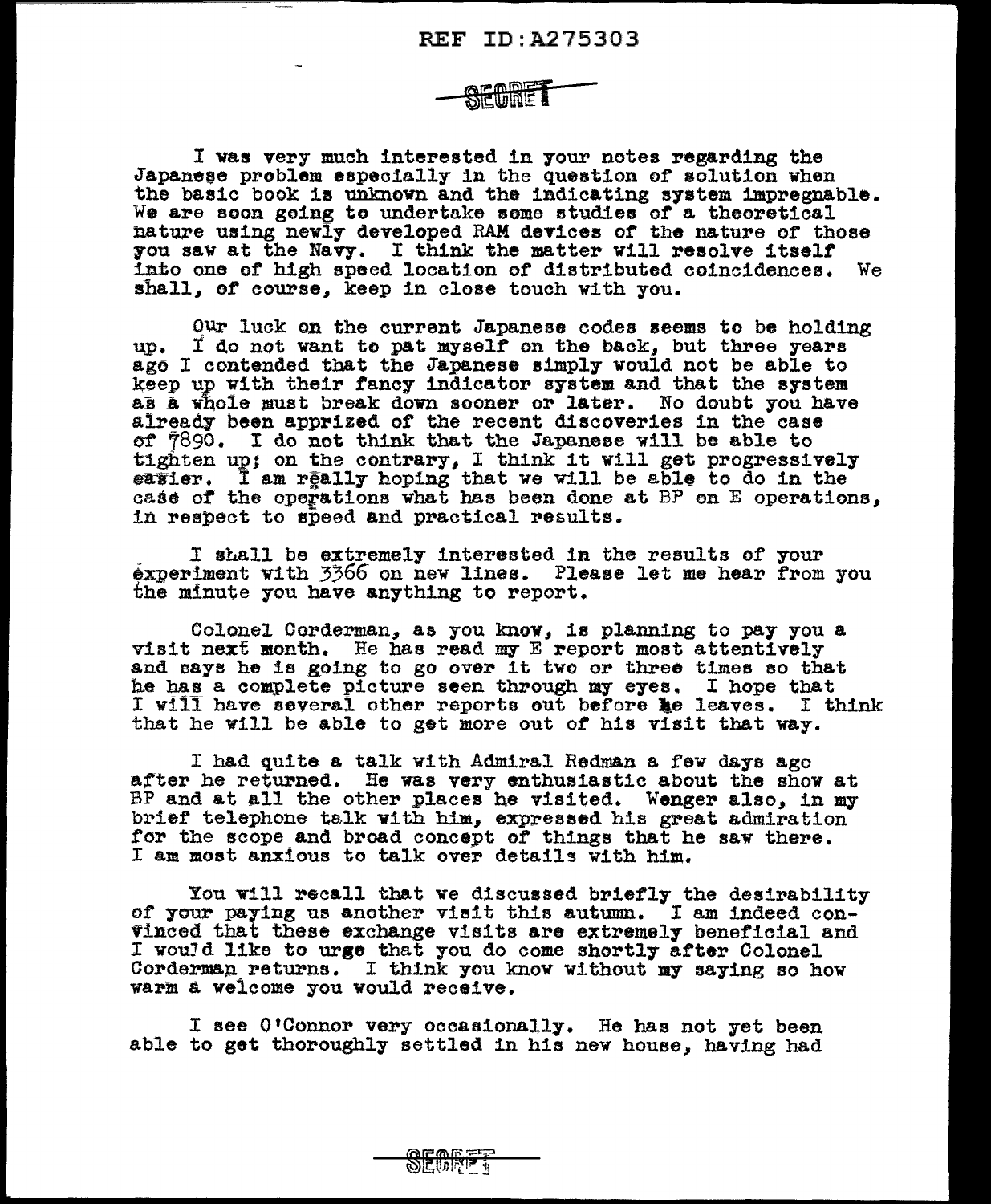SECRET

I was very much interested in your notes regarding the Japanese problem especially in the question of solution when the basic book is unknown and the indicating system impregnable. We are soon going to undertake some studies of a theoretical nature using newly developed RAM devices of the nature of those you saw at the Navy. I think the matter will resolve itself into one of high speed location of distributed coincidences. We shall, of course, keep in close touch with you.

Our luck on the current Japanese codes seems to be holding up. I do not want to pat myself on the back, but three years ago I contended that the Japanese simply would not be able to keep up with their fancy indicator system and that the system as a whole must break down sooner or later. No doubt you have already been apprized of the recent discoveries in the case of 7890. I do not think that the Japanese will be able to tighten up; on the contrary, I think it will get progressively easier. I am really hoping that we will be able to do in the case of the operations what has been done at BP on E operations, in respect to speed and practical results.

I shall be extremely interested in the results of your experiment with 3366 on new lines. Please let me hear from you the minute you have anything to report.

Colonel Corderman, as you know, is planning to pay you a visit next month. He has read my E report most attentively and says he is going to go over it two or three times so that he has a complete picture seen through my eyes. I hope that I will have several other reports out before he leaves. I think that he will be able to get more out of his visit that way.

I had quite a talk with Admiral Redman a few days ago after he returned. He was very enthusiastic about the show at BP and at all the other places he visited. Wenger also, in my brief telephone talk with him, expressed his great admiration for the scope and broad concept of things that he saw there. I am most anxious to talk over details with him.

You will recall that we discussed briefly the desirability of your paying us another visit this autumn. I am indeed convinced that these exchange visits are extremely beneficial and I would like to urge that you do come shortly after Colonel Corderman returns. I think you know without my saying so how warm a welcome you would receive.

I see O'Connor very occasionally. He has not yet been able to get thoroughly settled in his new house, having had

SECRET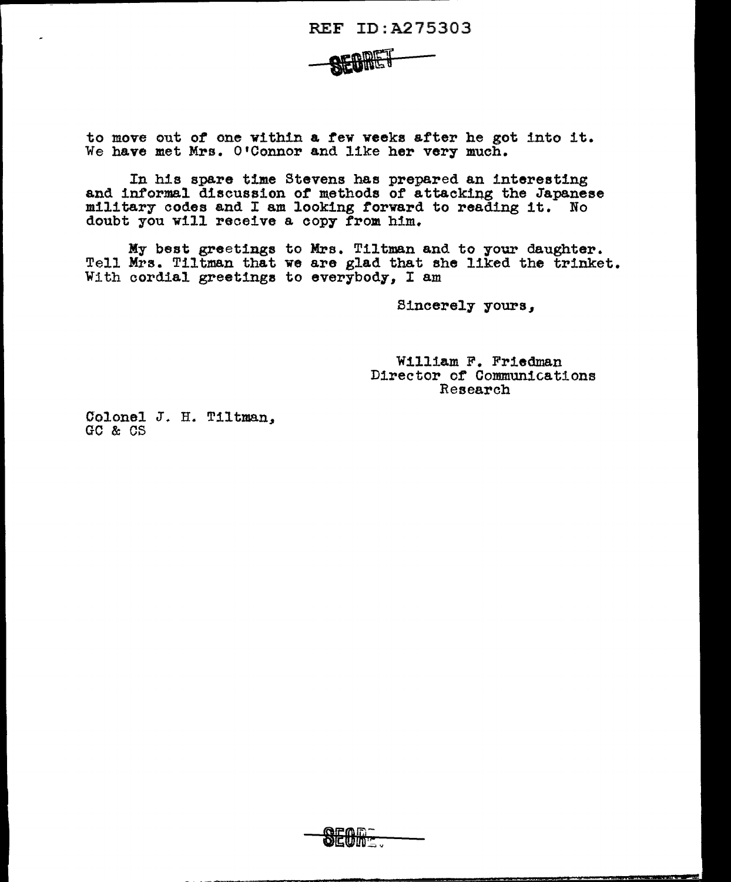to move out of one within a few weeks after he got into it. We have met Mrs. O'Connor and like her very much.

In his spare time Stevens has prepared an interesting and informal discussion of methods of attacking the Japanese military codes and I am looking forward to reading it. No doubt you will receive a copy from him.

My best greetings to Mrs. Tiltman and to your daughter. Tell Mrs. Tiltman that we are glad that she liked the trinket. With cordial greetings to everybody, I am

Sincerely yours,

William F. Friedman
Director of Communications
Research

Colonel J. H. Tiltman,
GC & CS